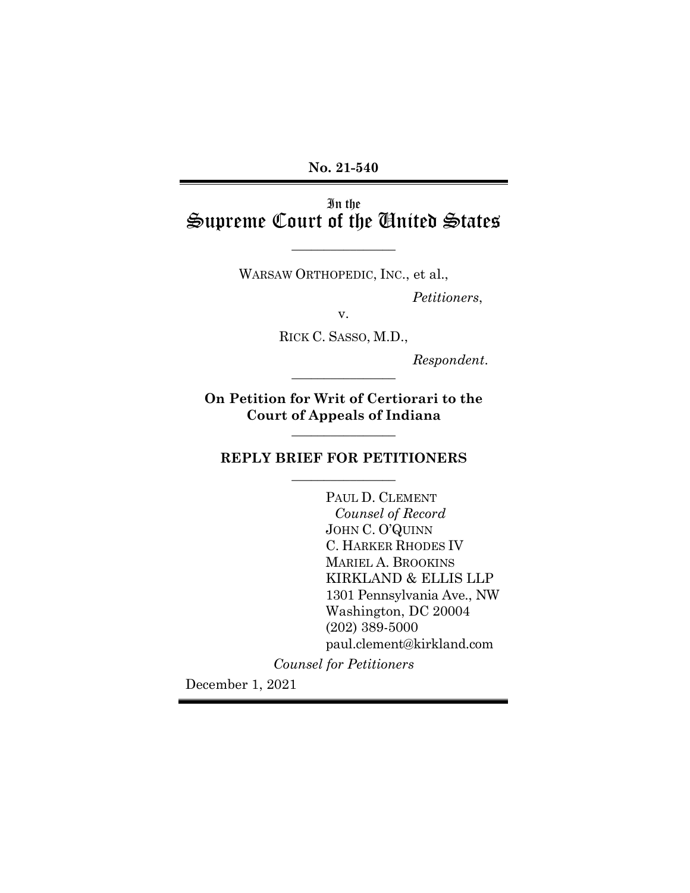**No. 21-540**

In the
# Supreme Court of the United States

---

WARSAW ORTHOPEDIC, INC., et al.,

*Petitioners*,

v.

RICK C. SASSO, M.D.,

*Respondent*.

---

**On Petition for Writ of Certiorari to the Court of Appeals of Indiana**

---

**REPLY BRIEF FOR PETITIONERS**

---

PAUL D. CLEMENT
*Counsel of Record*
JOHN C. O'QUINN
C. HARKER RHODES IV
MARIEL A. BROOKINS
KIRKLAND & ELLIS LLP
1301 Pennsylvania Ave., NW
Washington, DC 20004
(202) 389-5000
paul.clement@kirkland.com

*Counsel for Petitioners*

December 1, 2021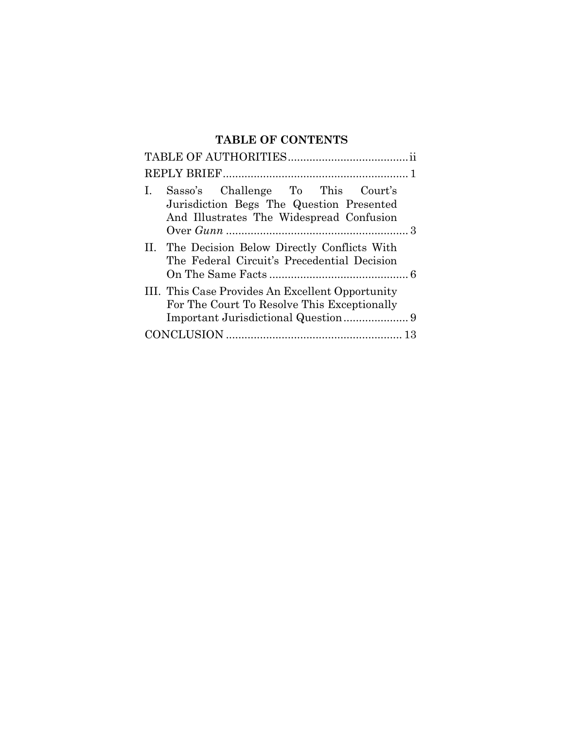# TABLE OF CONTENTS

| | |
|---|---|
| TABLE OF AUTHORITIES | ii |
| REPLY BRIEF | 1 |
| I. Sasso's Challenge To This Court's Jurisdiction Begs The Question Presented And Illustrates The Widespread Confusion Over *Gunn* | 3 |
| II. The Decision Below Directly Conflicts With The Federal Circuit's Precedential Decision On The Same Facts | 6 |
| III. This Case Provides An Excellent Opportunity For The Court To Resolve This Exceptionally Important Jurisdictional Question | 9 |
| CONCLUSION | 13 |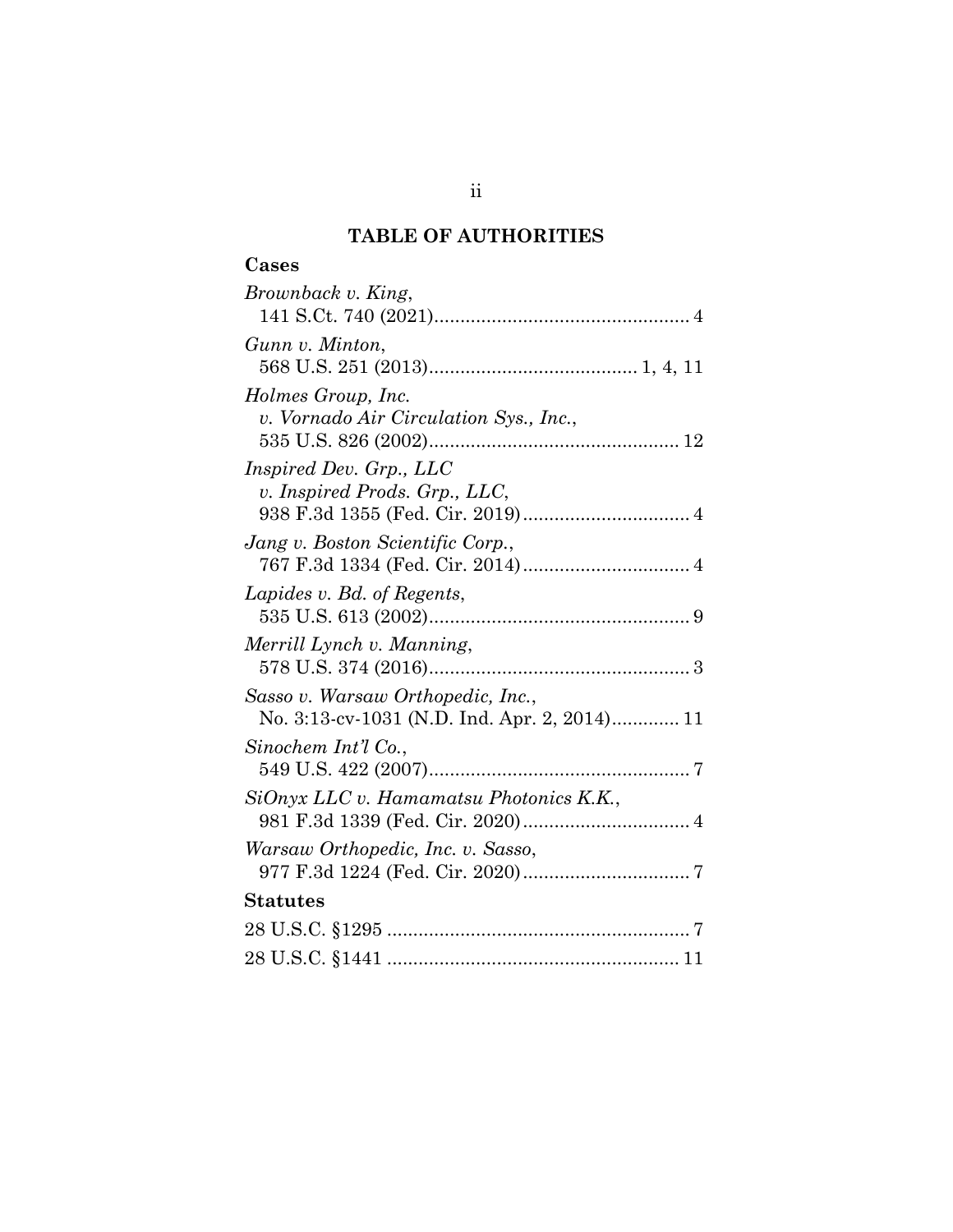# TABLE OF AUTHORITIES

## Cases

*Brownback v. King*,
141 S.Ct. 740 (2021)................................................ 4

*Gunn v. Minton*,
568 U.S. 251 (2013)........................................ 1, 4, 11

*Holmes Group, Inc. v. Vornado Air Circulation Sys., Inc.*,
535 U.S. 826 (2002)............................................... 12

*Inspired Dev. Grp., LLC v. Inspired Prods. Grp., LLC*,
938 F.3d 1355 (Fed. Cir. 2019)................................ 4

*Jang v. Boston Scientific Corp.*,
767 F.3d 1334 (Fed. Cir. 2014)................................ 4

*Lapides v. Bd. of Regents*,
535 U.S. 613 (2002).................................................. 9

*Merrill Lynch v. Manning*,
578 U.S. 374 (2016).................................................. 3

*Sasso v. Warsaw Orthopedic, Inc.*,
No. 3:13-cv-1031 (N.D. Ind. Apr. 2, 2014)............. 11

*Sinochem Int'l Co.*,
549 U.S. 422 (2007).................................................. 7

*SiOnyx LLC v. Hamamatsu Photonics K.K.*,
981 F.3d 1339 (Fed. Cir. 2020)................................ 4

*Warsaw Orthopedic, Inc. v. Sasso*,
977 F.3d 1224 (Fed. Cir. 2020)................................ 7

## Statutes

28 U.S.C. §1295 .......................................................... 7

28 U.S.C. §1441 ........................................................ 11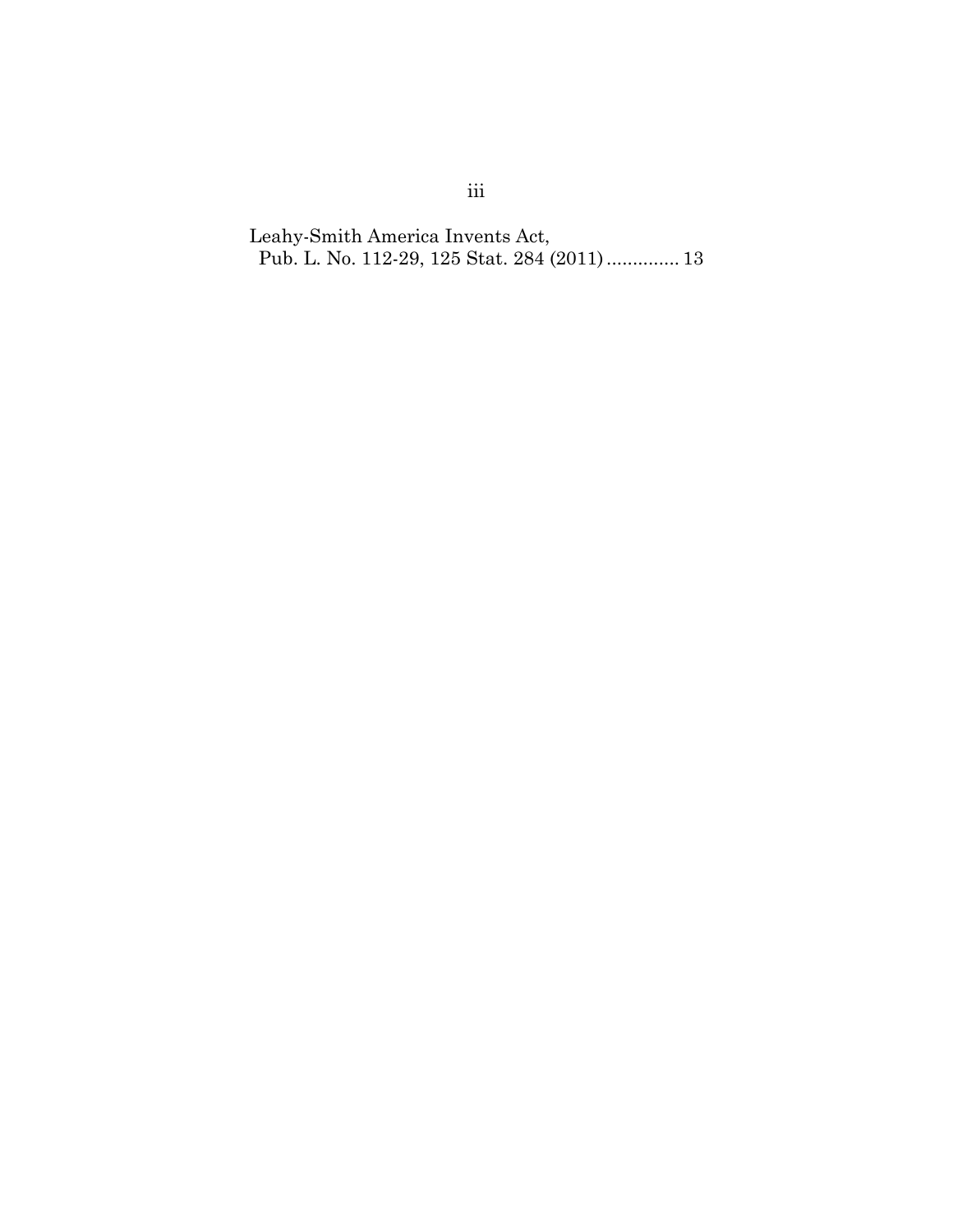Leahy-Smith America Invents Act,
Pub. L. No. 112-29, 125 Stat. 284 (2011) .............. 13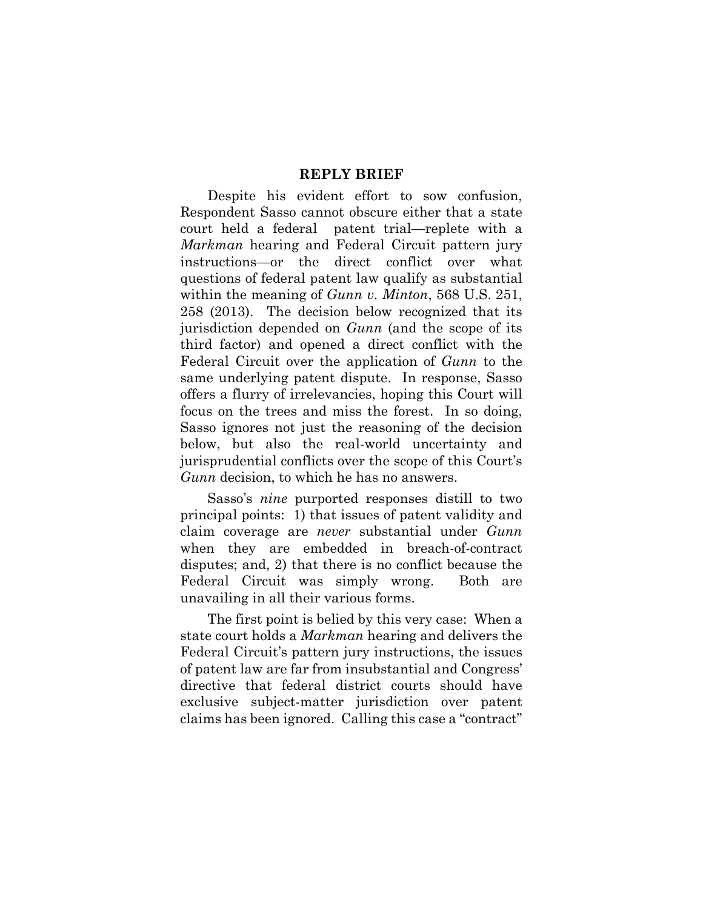## REPLY BRIEF

Despite his evident effort to sow confusion, Respondent Sasso cannot obscure either that a state court held a federal patent trial—replete with a *Markman* hearing and Federal Circuit pattern jury instructions—or the direct conflict over what questions of federal patent law qualify as substantial within the meaning of *Gunn v. Minton*, 568 U.S. 251, 258 (2013). The decision below recognized that its jurisdiction depended on *Gunn* (and the scope of its third factor) and opened a direct conflict with the Federal Circuit over the application of *Gunn* to the same underlying patent dispute. In response, Sasso offers a flurry of irrelevancies, hoping this Court will focus on the trees and miss the forest. In so doing, Sasso ignores not just the reasoning of the decision below, but also the real-world uncertainty and jurisprudential conflicts over the scope of this Court's *Gunn* decision, to which he has no answers.

Sasso's *nine* purported responses distill to two principal points: 1) that issues of patent validity and claim coverage are *never* substantial under *Gunn* when they are embedded in breach-of-contract disputes; and, 2) that there is no conflict because the Federal Circuit was simply wrong. Both are unavailing in all their various forms.

The first point is belied by this very case: When a state court holds a *Markman* hearing and delivers the Federal Circuit's pattern jury instructions, the issues of patent law are far from insubstantial and Congress' directive that federal district courts should have exclusive subject-matter jurisdiction over patent claims has been ignored. Calling this case a "contract"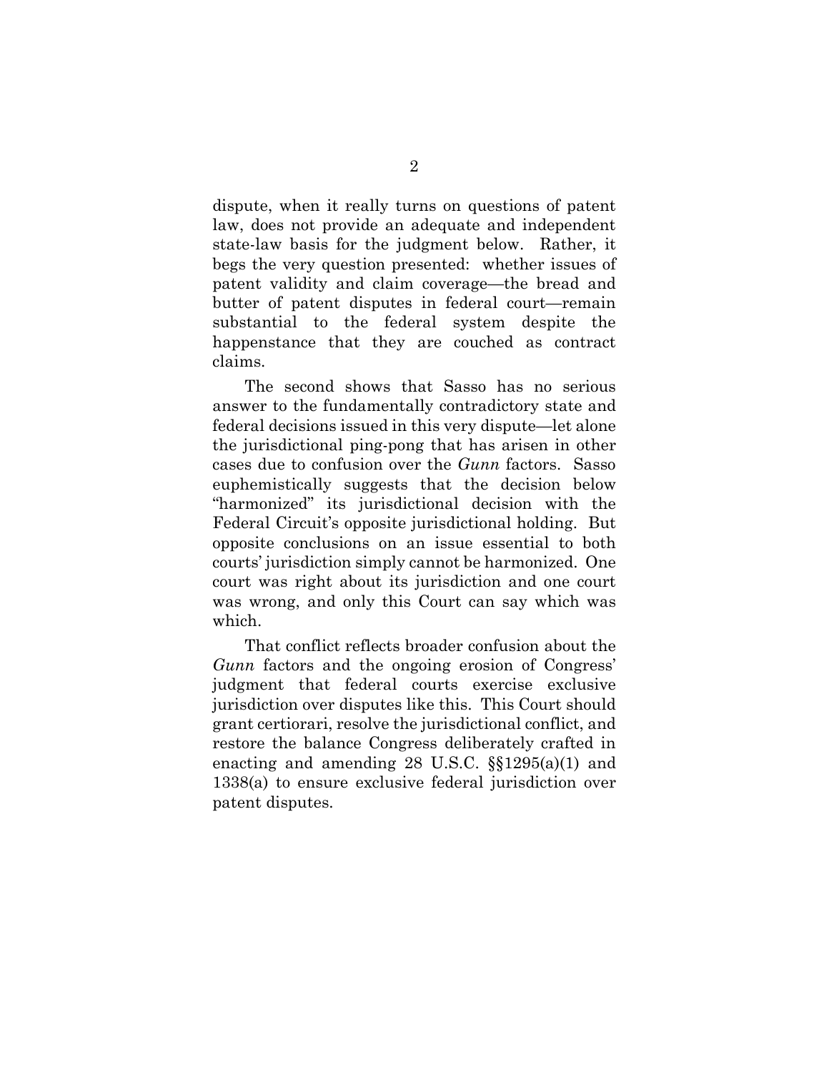dispute, when it really turns on questions of patent law, does not provide an adequate and independent state-law basis for the judgment below. Rather, it begs the very question presented: whether issues of patent validity and claim coverage—the bread and butter of patent disputes in federal court—remain substantial to the federal system despite the happenstance that they are couched as contract claims.

The second shows that Sasso has no serious answer to the fundamentally contradictory state and federal decisions issued in this very dispute—let alone the jurisdictional ping-pong that has arisen in other cases due to confusion over the *Gunn* factors. Sasso euphemistically suggests that the decision below "harmonized" its jurisdictional decision with the Federal Circuit's opposite jurisdictional holding. But opposite conclusions on an issue essential to both courts' jurisdiction simply cannot be harmonized. One court was right about its jurisdiction and one court was wrong, and only this Court can say which was which.

That conflict reflects broader confusion about the *Gunn* factors and the ongoing erosion of Congress' judgment that federal courts exercise exclusive jurisdiction over disputes like this. This Court should grant certiorari, resolve the jurisdictional conflict, and restore the balance Congress deliberately crafted in enacting and amending 28 U.S.C. §§1295(a)(1) and 1338(a) to ensure exclusive federal jurisdiction over patent disputes.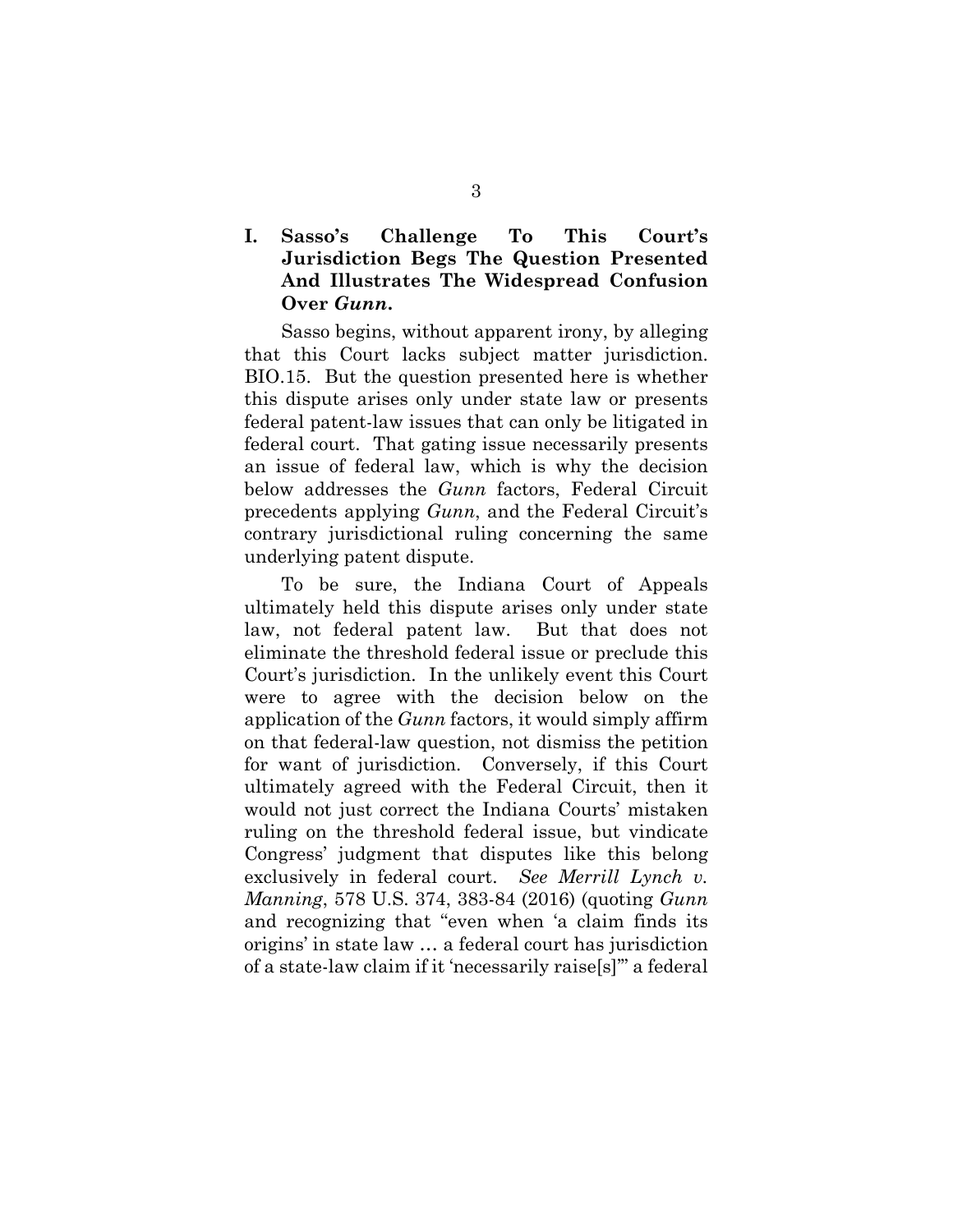## I. Sasso's Challenge To This Court's Jurisdiction Begs The Question Presented And Illustrates The Widespread Confusion Over *Gunn*.

Sasso begins, without apparent irony, by alleging that this Court lacks subject matter jurisdiction. BIO.15. But the question presented here is whether this dispute arises only under state law or presents federal patent-law issues that can only be litigated in federal court. That gating issue necessarily presents an issue of federal law, which is why the decision below addresses the *Gunn* factors, Federal Circuit precedents applying *Gunn*, and the Federal Circuit's contrary jurisdictional ruling concerning the same underlying patent dispute.

To be sure, the Indiana Court of Appeals ultimately held this dispute arises only under state law, not federal patent law. But that does not eliminate the threshold federal issue or preclude this Court's jurisdiction. In the unlikely event this Court were to agree with the decision below on the application of the *Gunn* factors, it would simply affirm on that federal-law question, not dismiss the petition for want of jurisdiction. Conversely, if this Court ultimately agreed with the Federal Circuit, then it would not just correct the Indiana Courts' mistaken ruling on the threshold federal issue, but vindicate Congress' judgment that disputes like this belong exclusively in federal court. *See Merrill Lynch v. Manning*, 578 U.S. 374, 383-84 (2016) (quoting *Gunn* and recognizing that "even when 'a claim finds its origins' in state law … a federal court has jurisdiction of a state-law claim if it 'necessarily raise[s]'" a federal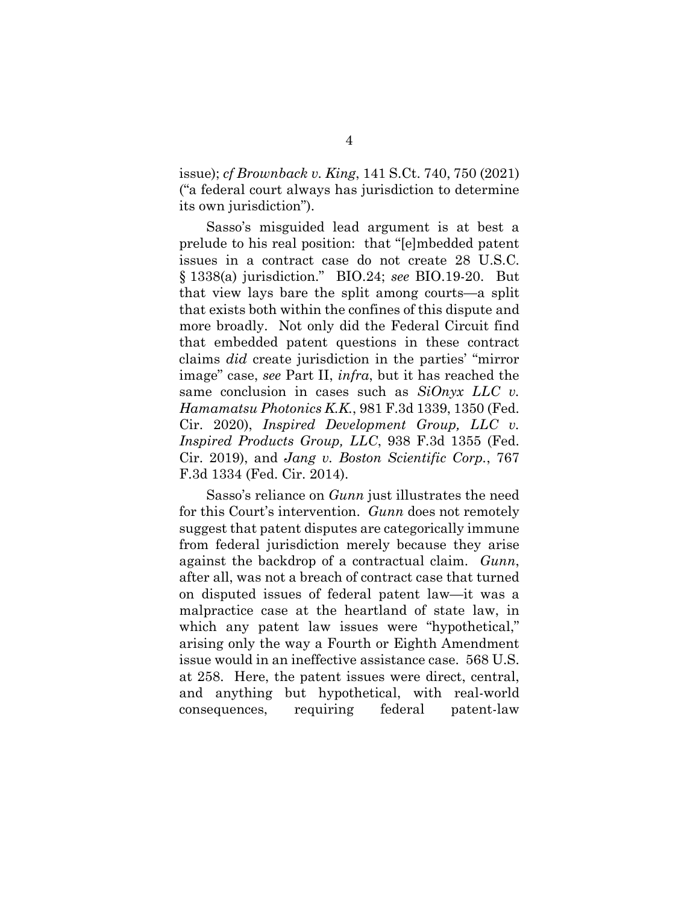issue); *cf Brownback v. King*, 141 S.Ct. 740, 750 (2021) ("a federal court always has jurisdiction to determine its own jurisdiction").

Sasso's misguided lead argument is at best a prelude to his real position: that "[e]mbedded patent issues in a contract case do not create 28 U.S.C. § 1338(a) jurisdiction." BIO.24; *see* BIO.19-20. But that view lays bare the split among courts—a split that exists both within the confines of this dispute and more broadly. Not only did the Federal Circuit find that embedded patent questions in these contract claims *did* create jurisdiction in the parties' "mirror image" case, *see* Part II, *infra*, but it has reached the same conclusion in cases such as *SiOnyx LLC v. Hamamatsu Photonics K.K.*, 981 F.3d 1339, 1350 (Fed. Cir. 2020), *Inspired Development Group, LLC v. Inspired Products Group, LLC*, 938 F.3d 1355 (Fed. Cir. 2019), and *Jang v. Boston Scientific Corp.*, 767 F.3d 1334 (Fed. Cir. 2014).

Sasso's reliance on *Gunn* just illustrates the need for this Court's intervention. *Gunn* does not remotely suggest that patent disputes are categorically immune from federal jurisdiction merely because they arise against the backdrop of a contractual claim. *Gunn*, after all, was not a breach of contract case that turned on disputed issues of federal patent law—it was a malpractice case at the heartland of state law, in which any patent law issues were "hypothetical," arising only the way a Fourth or Eighth Amendment issue would in an ineffective assistance case. 568 U.S. at 258. Here, the patent issues were direct, central, and anything but hypothetical, with real-world consequences, requiring federal patent-law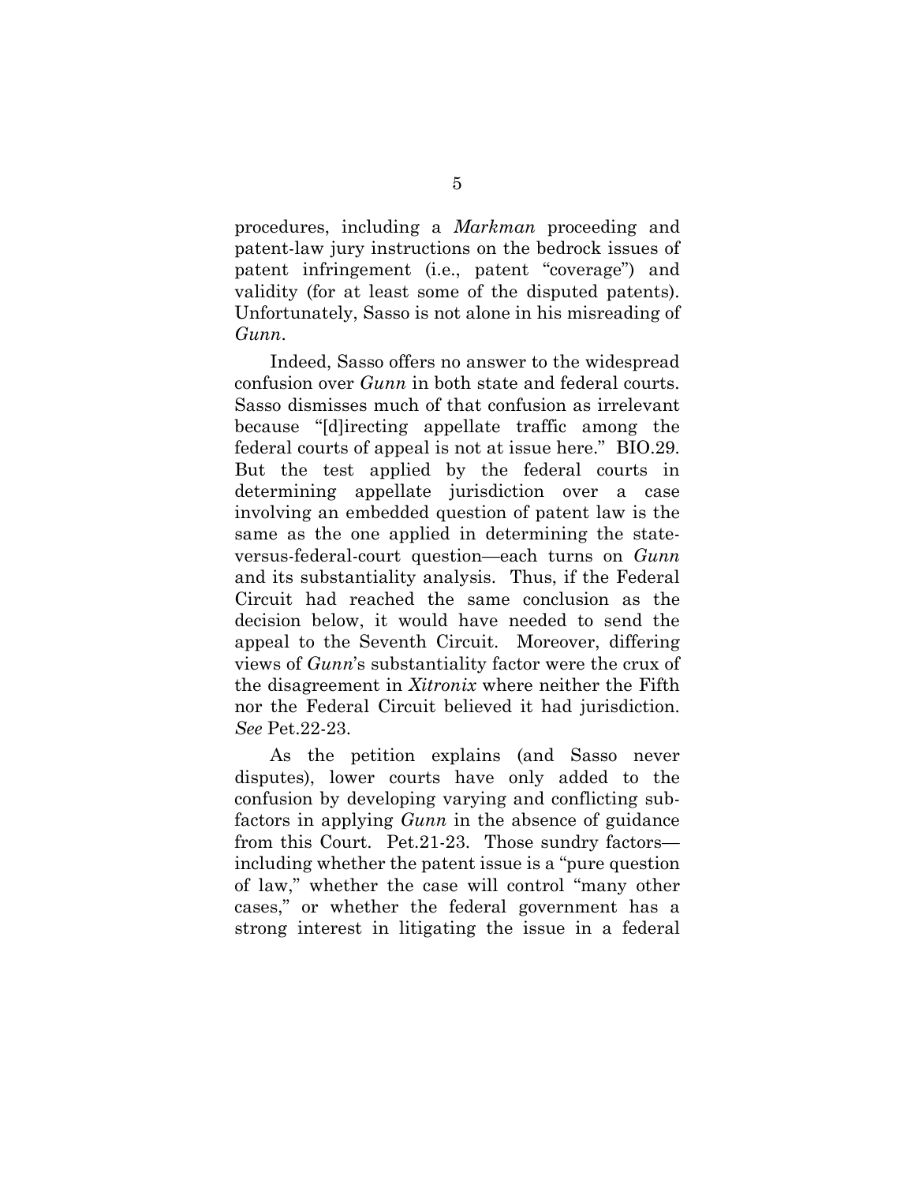procedures, including a *Markman* proceeding and patent-law jury instructions on the bedrock issues of patent infringement (i.e., patent "coverage") and validity (for at least some of the disputed patents). Unfortunately, Sasso is not alone in his misreading of *Gunn*.

Indeed, Sasso offers no answer to the widespread confusion over *Gunn* in both state and federal courts. Sasso dismisses much of that confusion as irrelevant because "[d]irecting appellate traffic among the federal courts of appeal is not at issue here." BIO.29. But the test applied by the federal courts in determining appellate jurisdiction over a case involving an embedded question of patent law is the same as the one applied in determining the state-versus-federal-court question—each turns on *Gunn* and its substantiality analysis. Thus, if the Federal Circuit had reached the same conclusion as the decision below, it would have needed to send the appeal to the Seventh Circuit. Moreover, differing views of *Gunn*'s substantiality factor were the crux of the disagreement in *Xitronix* where neither the Fifth nor the Federal Circuit believed it had jurisdiction. *See* Pet.22-23.

As the petition explains (and Sasso never disputes), lower courts have only added to the confusion by developing varying and conflicting sub-factors in applying *Gunn* in the absence of guidance from this Court. Pet.21-23. Those sundry factors—including whether the patent issue is a "pure question of law," whether the case will control "many other cases," or whether the federal government has a strong interest in litigating the issue in a federal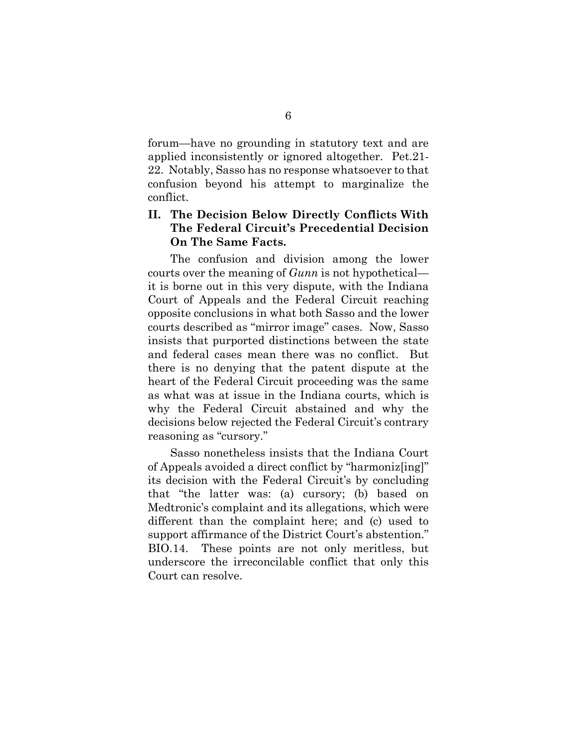forum—have no grounding in statutory text and are applied inconsistently or ignored altogether. Pet.21-22. Notably, Sasso has no response whatsoever to that confusion beyond his attempt to marginalize the conflict.

## II. The Decision Below Directly Conflicts With The Federal Circuit's Precedential Decision On The Same Facts.

The confusion and division among the lower courts over the meaning of *Gunn* is not hypothetical—it is borne out in this very dispute, with the Indiana Court of Appeals and the Federal Circuit reaching opposite conclusions in what both Sasso and the lower courts described as "mirror image" cases. Now, Sasso insists that purported distinctions between the state and federal cases mean there was no conflict. But there is no denying that the patent dispute at the heart of the Federal Circuit proceeding was the same as what was at issue in the Indiana courts, which is why the Federal Circuit abstained and why the decisions below rejected the Federal Circuit's contrary reasoning as "cursory."

Sasso nonetheless insists that the Indiana Court of Appeals avoided a direct conflict by "harmoniz[ing]" its decision with the Federal Circuit's by concluding that "the latter was: (a) cursory; (b) based on Medtronic's complaint and its allegations, which were different than the complaint here; and (c) used to support affirmance of the District Court's abstention." BIO.14. These points are not only meritless, but underscore the irreconcilable conflict that only this Court can resolve.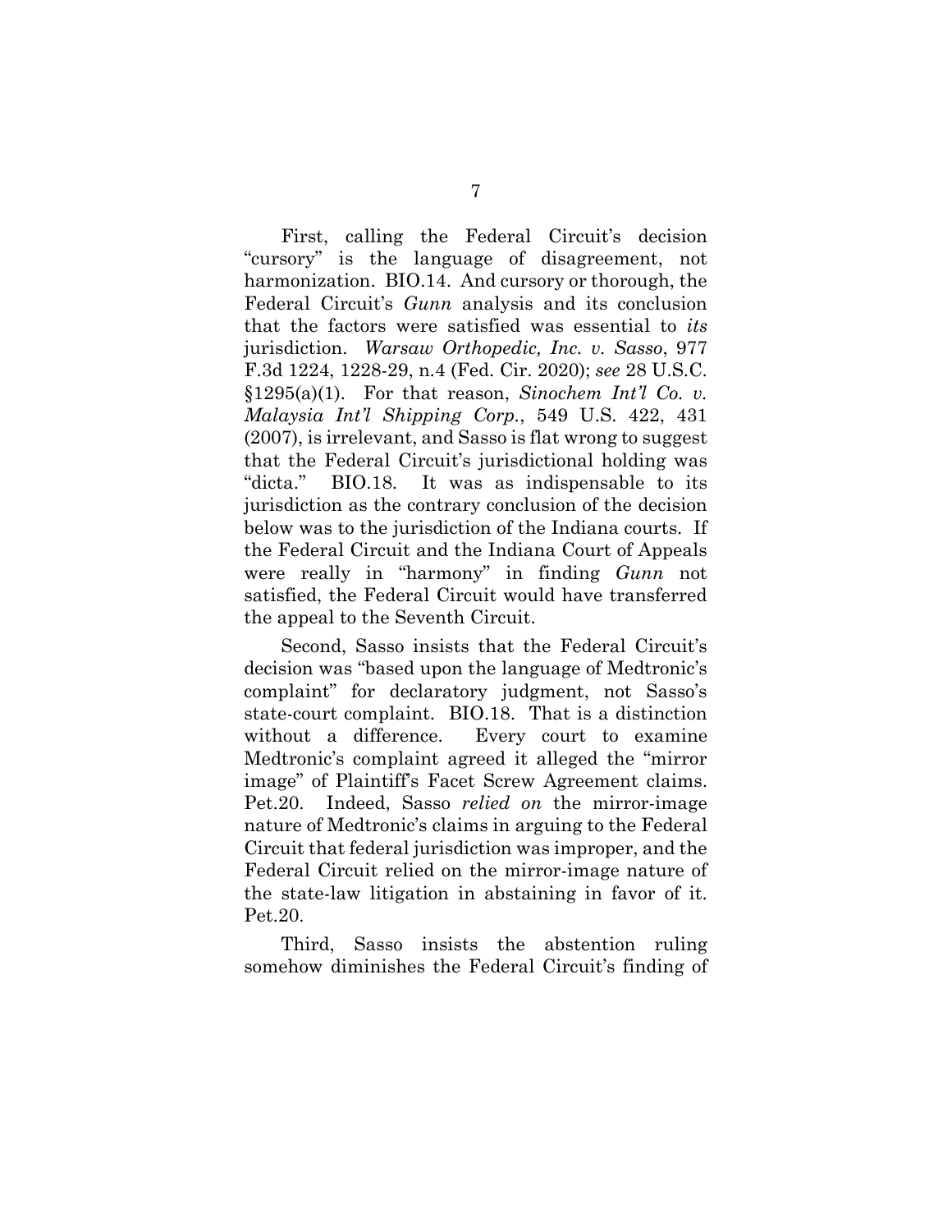First, calling the Federal Circuit's decision "cursory" is the language of disagreement, not harmonization. BIO.14. And cursory or thorough, the Federal Circuit's *Gunn* analysis and its conclusion that the factors were satisfied was essential to *its* jurisdiction. *Warsaw Orthopedic, Inc. v. Sasso*, 977 F.3d 1224, 1228-29, n.4 (Fed. Cir. 2020); *see* 28 U.S.C. §1295(a)(1). For that reason, *Sinochem Int'l Co. v. Malaysia Int'l Shipping Corp.*, 549 U.S. 422, 431 (2007), is irrelevant, and Sasso is flat wrong to suggest that the Federal Circuit's jurisdictional holding was "dicta." BIO.18. It was as indispensable to its jurisdiction as the contrary conclusion of the decision below was to the jurisdiction of the Indiana courts. If the Federal Circuit and the Indiana Court of Appeals were really in "harmony" in finding *Gunn* not satisfied, the Federal Circuit would have transferred the appeal to the Seventh Circuit.

Second, Sasso insists that the Federal Circuit's decision was "based upon the language of Medtronic's complaint" for declaratory judgment, not Sasso's state-court complaint. BIO.18. That is a distinction without a difference. Every court to examine Medtronic's complaint agreed it alleged the "mirror image" of Plaintiff's Facet Screw Agreement claims. Pet.20. Indeed, Sasso *relied on* the mirror-image nature of Medtronic's claims in arguing to the Federal Circuit that federal jurisdiction was improper, and the Federal Circuit relied on the mirror-image nature of the state-law litigation in abstaining in favor of it. Pet.20.

Third, Sasso insists the abstention ruling somehow diminishes the Federal Circuit's finding of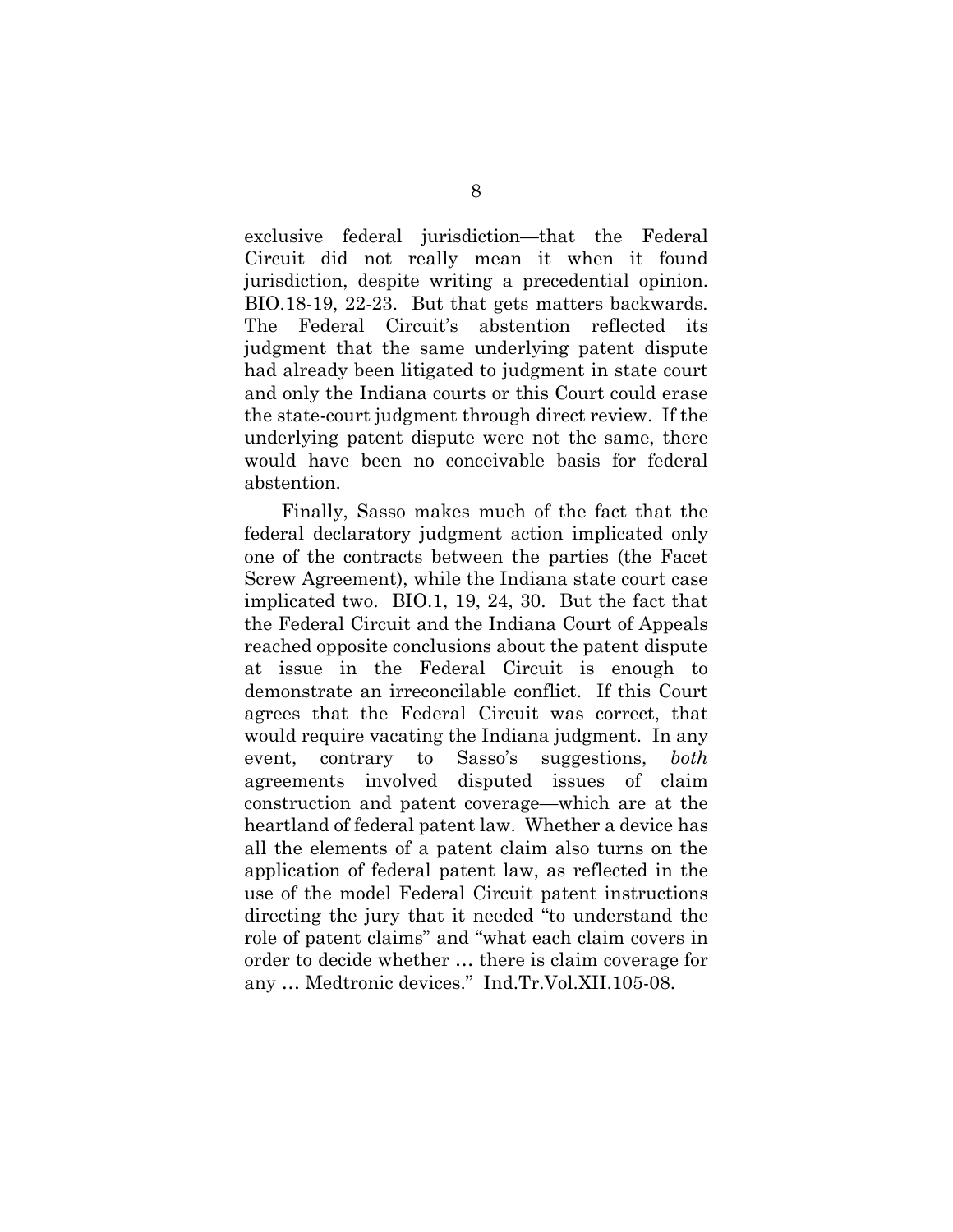exclusive federal jurisdiction—that the Federal Circuit did not really mean it when it found jurisdiction, despite writing a precedential opinion. BIO.18-19, 22-23. But that gets matters backwards. The Federal Circuit's abstention reflected its judgment that the same underlying patent dispute had already been litigated to judgment in state court and only the Indiana courts or this Court could erase the state-court judgment through direct review. If the underlying patent dispute were not the same, there would have been no conceivable basis for federal abstention.

Finally, Sasso makes much of the fact that the federal declaratory judgment action implicated only one of the contracts between the parties (the Facet Screw Agreement), while the Indiana state court case implicated two. BIO.1, 19, 24, 30. But the fact that the Federal Circuit and the Indiana Court of Appeals reached opposite conclusions about the patent dispute at issue in the Federal Circuit is enough to demonstrate an irreconcilable conflict. If this Court agrees that the Federal Circuit was correct, that would require vacating the Indiana judgment. In any event, contrary to Sasso's suggestions, *both* agreements involved disputed issues of claim construction and patent coverage—which are at the heartland of federal patent law. Whether a device has all the elements of a patent claim also turns on the application of federal patent law, as reflected in the use of the model Federal Circuit patent instructions directing the jury that it needed "to understand the role of patent claims" and "what each claim covers in order to decide whether … there is claim coverage for any … Medtronic devices." Ind.Tr.Vol.XII.105-08.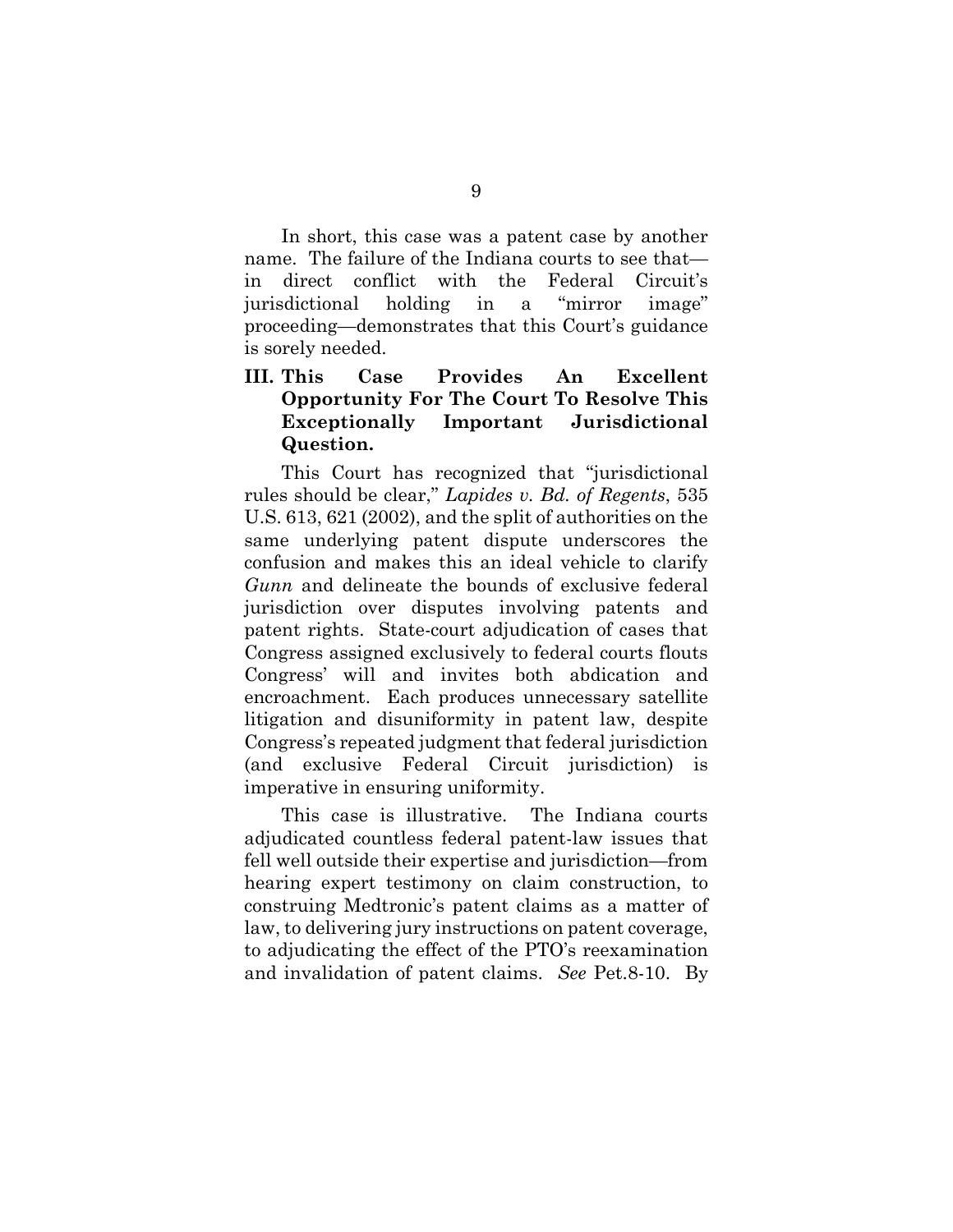In short, this case was a patent case by another name. The failure of the Indiana courts to see that—in direct conflict with the Federal Circuit's jurisdictional holding in a "mirror image" proceeding—demonstrates that this Court's guidance is sorely needed.

## III. This Case Provides An Excellent Opportunity For The Court To Resolve This Exceptionally Important Jurisdictional Question.

This Court has recognized that "jurisdictional rules should be clear," *Lapides v. Bd. of Regents*, 535 U.S. 613, 621 (2002), and the split of authorities on the same underlying patent dispute underscores the confusion and makes this an ideal vehicle to clarify *Gunn* and delineate the bounds of exclusive federal jurisdiction over disputes involving patents and patent rights. State-court adjudication of cases that Congress assigned exclusively to federal courts flouts Congress' will and invites both abdication and encroachment. Each produces unnecessary satellite litigation and disuniformity in patent law, despite Congress's repeated judgment that federal jurisdiction (and exclusive Federal Circuit jurisdiction) is imperative in ensuring uniformity.

This case is illustrative. The Indiana courts adjudicated countless federal patent-law issues that fell well outside their expertise and jurisdiction—from hearing expert testimony on claim construction, to construing Medtronic's patent claims as a matter of law, to delivering jury instructions on patent coverage, to adjudicating the effect of the PTO's reexamination and invalidation of patent claims. *See* Pet.8-10. By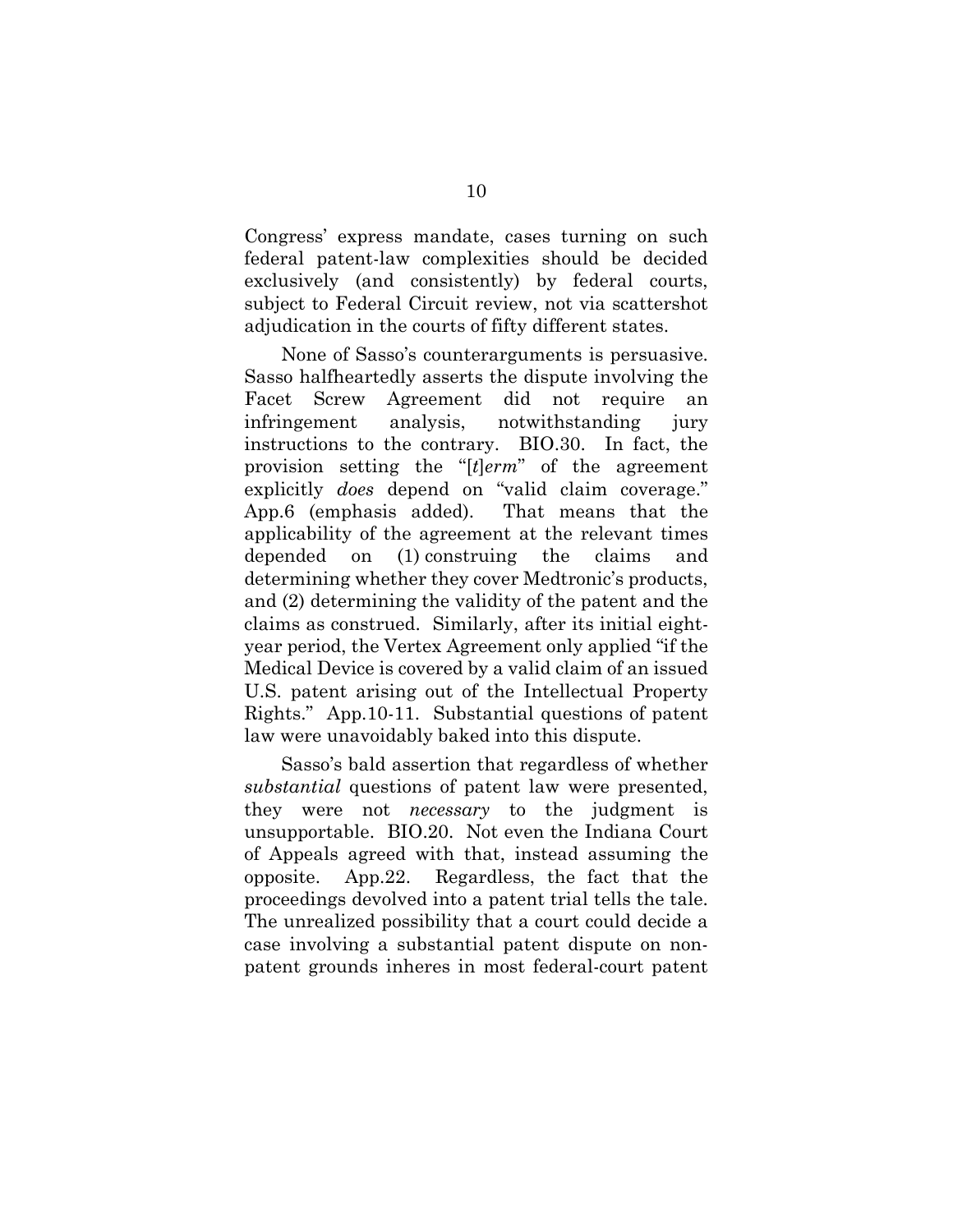Congress' express mandate, cases turning on such federal patent-law complexities should be decided exclusively (and consistently) by federal courts, subject to Federal Circuit review, not via scattershot adjudication in the courts of fifty different states.

None of Sasso's counterarguments is persuasive. Sasso halfheartedly asserts the dispute involving the Facet Screw Agreement did not require an infringement analysis, notwithstanding jury instructions to the contrary. BIO.30. In fact, the provision setting the "[*t*]*erm*" of the agreement explicitly *does* depend on "valid claim coverage." App.6 (emphasis added). That means that the applicability of the agreement at the relevant times depended on (1) construing the claims and determining whether they cover Medtronic's products, and (2) determining the validity of the patent and the claims as construed. Similarly, after its initial eight-year period, the Vertex Agreement only applied "if the Medical Device is covered by a valid claim of an issued U.S. patent arising out of the Intellectual Property Rights." App.10-11. Substantial questions of patent law were unavoidably baked into this dispute.

Sasso's bald assertion that regardless of whether *substantial* questions of patent law were presented, they were not *necessary* to the judgment is unsupportable. BIO.20. Not even the Indiana Court of Appeals agreed with that, instead assuming the opposite. App.22. Regardless, the fact that the proceedings devolved into a patent trial tells the tale. The unrealized possibility that a court could decide a case involving a substantial patent dispute on non-patent grounds inheres in most federal-court patent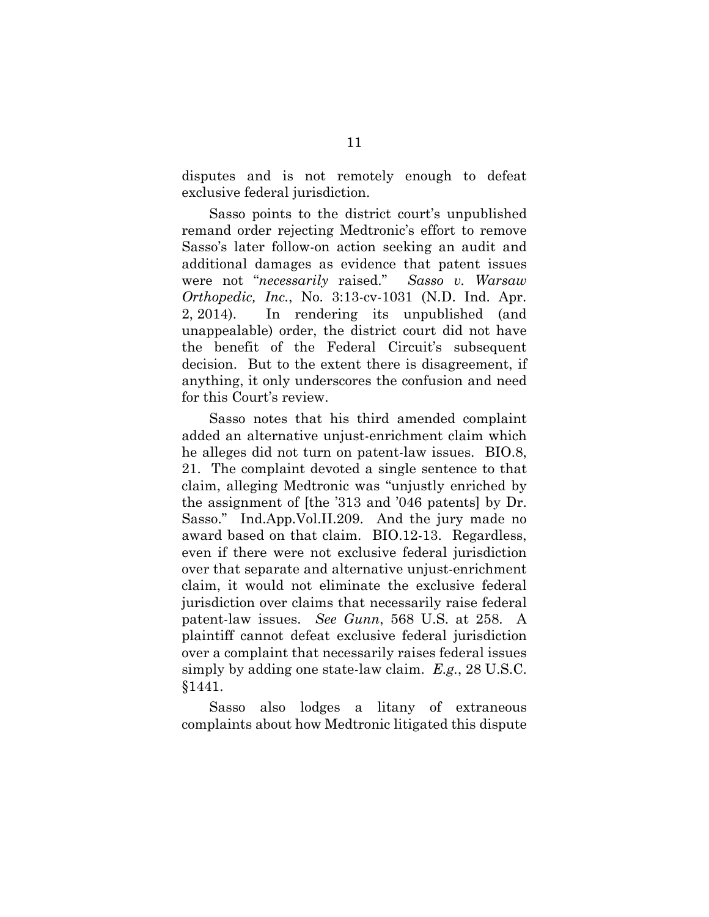disputes and is not remotely enough to defeat exclusive federal jurisdiction.

Sasso points to the district court's unpublished remand order rejecting Medtronic's effort to remove Sasso's later follow-on action seeking an audit and additional damages as evidence that patent issues were not "*necessarily* raised." *Sasso v. Warsaw Orthopedic, Inc.*, No. 3:13-cv-1031 (N.D. Ind. Apr. 2, 2014). In rendering its unpublished (and unappealable) order, the district court did not have the benefit of the Federal Circuit's subsequent decision. But to the extent there is disagreement, if anything, it only underscores the confusion and need for this Court's review.

Sasso notes that his third amended complaint added an alternative unjust-enrichment claim which he alleges did not turn on patent-law issues. BIO.8, 21. The complaint devoted a single sentence to that claim, alleging Medtronic was "unjustly enriched by the assignment of [the '313 and '046 patents] by Dr. Sasso." Ind.App.Vol.II.209. And the jury made no award based on that claim. BIO.12-13. Regardless, even if there were not exclusive federal jurisdiction over that separate and alternative unjust-enrichment claim, it would not eliminate the exclusive federal jurisdiction over claims that necessarily raise federal patent-law issues. *See Gunn*, 568 U.S. at 258. A plaintiff cannot defeat exclusive federal jurisdiction over a complaint that necessarily raises federal issues simply by adding one state-law claim. *E.g.*, 28 U.S.C. §1441.

Sasso also lodges a litany of extraneous complaints about how Medtronic litigated this dispute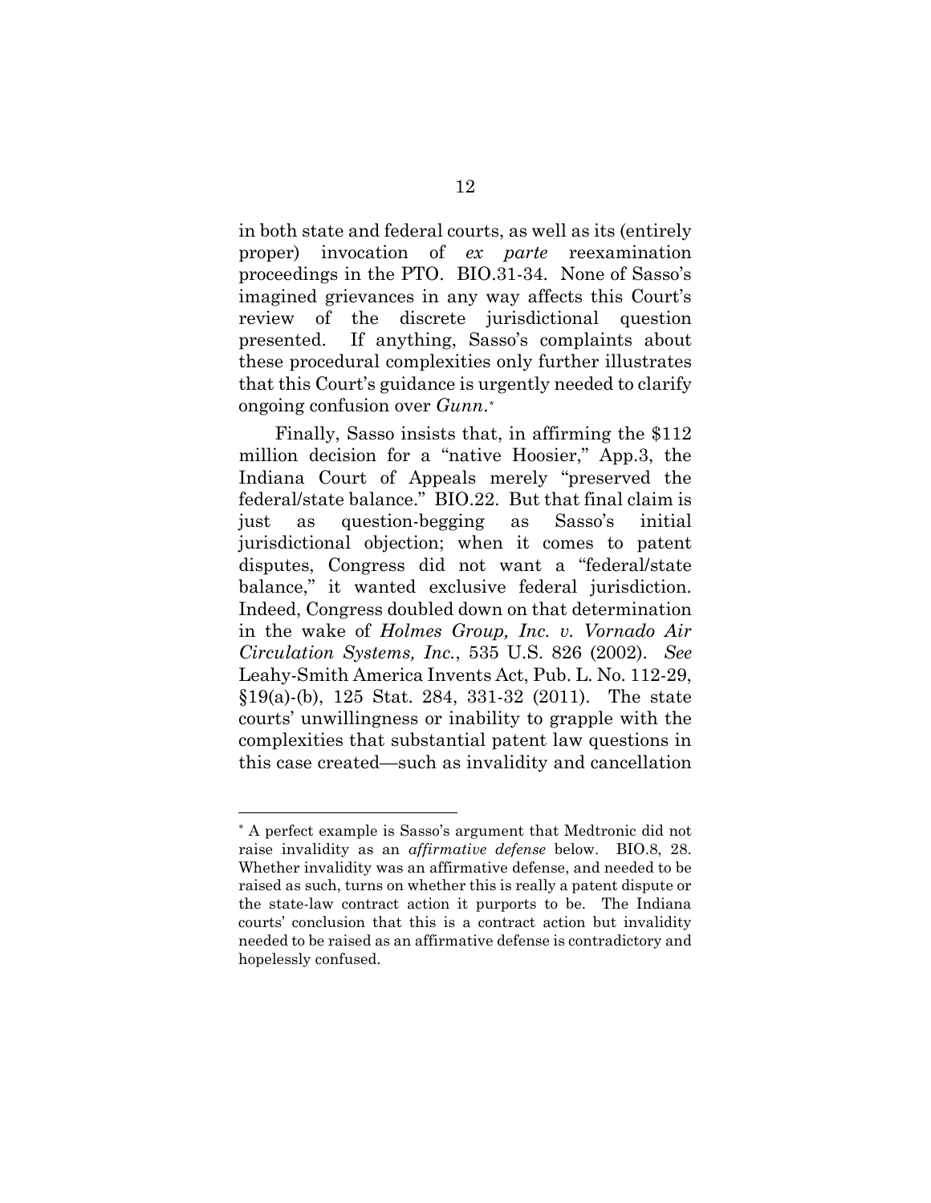in both state and federal courts, as well as its (entirely proper) invocation of *ex parte* reexamination proceedings in the PTO. BIO.31-34. None of Sasso's imagined grievances in any way affects this Court's review of the discrete jurisdictional question presented. If anything, Sasso's complaints about these procedural complexities only further illustrates that this Court's guidance is urgently needed to clarify ongoing confusion over *Gunn*.*

Finally, Sasso insists that, in affirming the $112 million decision for a "native Hoosier," App.3, the Indiana Court of Appeals merely "preserved the federal/state balance." BIO.22. But that final claim is just as question-begging as Sasso's initial jurisdictional objection; when it comes to patent disputes, Congress did not want a "federal/state balance," it wanted exclusive federal jurisdiction. Indeed, Congress doubled down on that determination in the wake of *Holmes Group, Inc. v. Vornado Air Circulation Systems, Inc.*, 535 U.S. 826 (2002). *See* Leahy-Smith America Invents Act, Pub. L. No. 112-29, §19(a)-(b), 125 Stat. 284, 331-32 (2011). The state courts' unwillingness or inability to grapple with the complexities that substantial patent law questions in this case created—such as invalidity and cancellation

---

* A perfect example is Sasso's argument that Medtronic did not raise invalidity as an *affirmative defense* below. BIO.8, 28. Whether invalidity was an affirmative defense, and needed to be raised as such, turns on whether this is really a patent dispute or the state-law contract action it purports to be. The Indiana courts' conclusion that this is a contract action but invalidity needed to be raised as an affirmative defense is contradictory and hopelessly confused.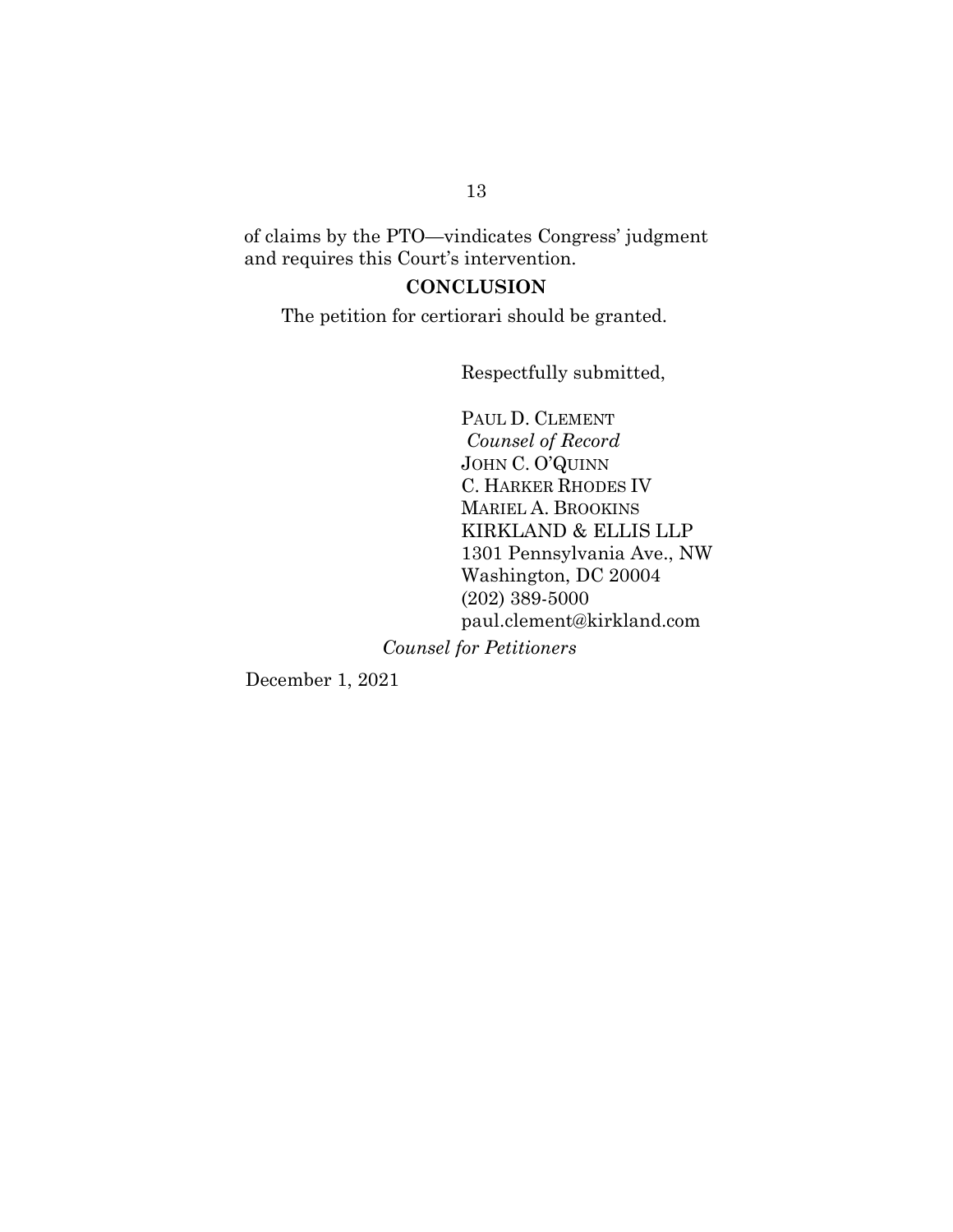of claims by the PTO—vindicates Congress' judgment and requires this Court's intervention.

## CONCLUSION

The petition for certiorari should be granted.

Respectfully submitted,

PAUL D. CLEMENT
*Counsel of Record*
JOHN C. O'QUINN
C. HARKER RHODES IV
MARIEL A. BROOKINS
KIRKLAND & ELLIS LLP
1301 Pennsylvania Ave., NW
Washington, DC 20004
(202) 389-5000
paul.clement@kirkland.com

*Counsel for Petitioners*

December 1, 2021